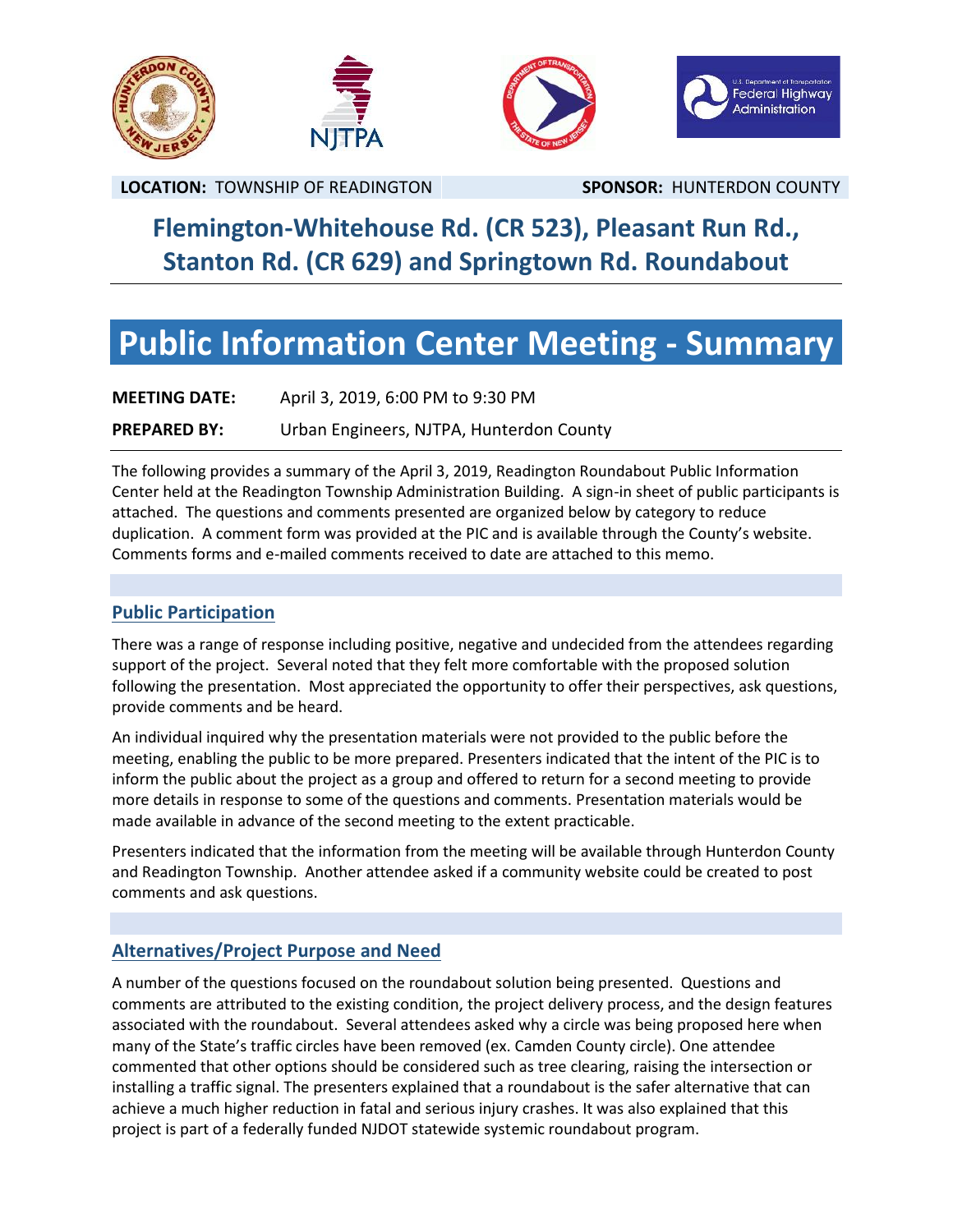**LOCATION:** TOWNSHIP OF READINGTON **SPONSOR:** HUNTERDON COUNTY

## Flemington-Whitehouse Rd. (CR 523), Pleasant Run Rd., Stanton Rd. (CR 629) and Springtown Rd. Roundabout

# Public Information Center Meeting - Summary

**MEETING DATE:** April 3, 2019, 6:00 PM to 9:30 PM

**PREPARED BY:** Urban Engineers, NJTPA, Hunterdon County

The following provides a summary of the April 3, 2019, Readington Roundabout Public Information Center held at the Readington Township Administration Building. A sign-in sheet of public participants is attached. The questions and comments presented are organized below by category to reduce duplication. A comment form was provided at the PIC and is available through the County's website. Comments forms and e-mailed comments received to date are attached to this memo.

### Public Participation

There was a range of response including positive, negative and undecided from the attendees regarding support of the project. Several noted that they felt more comfortable with the proposed solution following the presentation. Most appreciated the opportunity to offer their perspectives, ask questions, provide comments and be heard.

An individual inquired why the presentation materials were not provided to the public before the meeting, enabling the public to be more prepared. Presenters indicated that the intent of the PIC is to inform the public about the project as a group and offered to return for a second meeting to provide more details in response to some of the questions and comments. Presentation materials would be made available in advance of the second meeting to the extent practicable.

Presenters indicated that the information from the meeting will be available through Hunterdon County and Readington Township. Another attendee asked if a community website could be created to post comments and ask questions.

### Alternatives/Project Purpose and Need

A number of the questions focused on the roundabout solution being presented. Questions and comments are attributed to the existing condition, the project delivery process, and the design features associated with the roundabout. Several attendees asked why a circle was being proposed here when many of the State's traffic circles have been removed (ex. Camden County circle). One attendee commented that other options should be considered such as tree clearing, raising the intersection or installing a traffic signal. The presenters explained that a roundabout is the safer alternative that can achieve a much higher reduction in fatal and serious injury crashes. It was also explained that this project is part of a federally funded NJDOT statewide systemic roundabout program.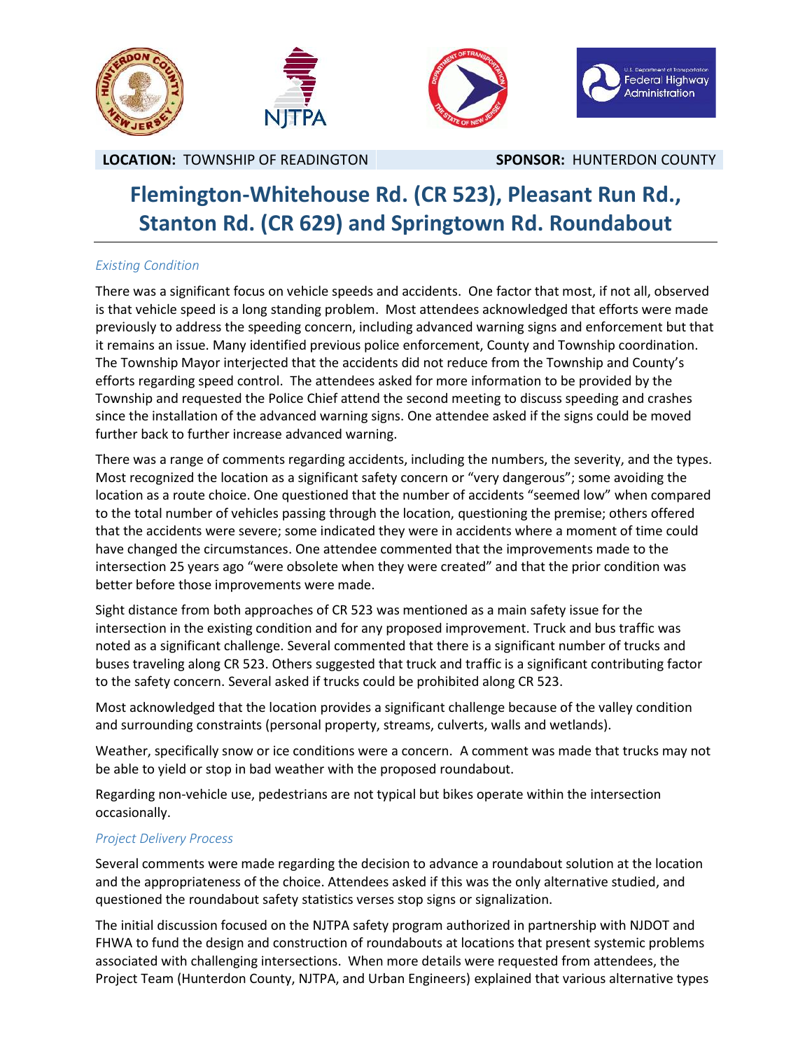**LOCATION:** TOWNSHIP OF READINGTON **SPONSOR:** HUNTERDON COUNTY

# Flemington-Whitehouse Rd. (CR 523), Pleasant Run Rd., Stanton Rd. (CR 629) and Springtown Rd. Roundabout

### *Existing Condition*

There was a significant focus on vehicle speeds and accidents. One factor that most, if not all, observed is that vehicle speed is a long standing problem. Most attendees acknowledged that efforts were made previously to address the speeding concern, including advanced warning signs and enforcement but that it remains an issue. Many identified previous police enforcement, County and Township coordination. The Township Mayor interjected that the accidents did not reduce from the Township and County's efforts regarding speed control. The attendees asked for more information to be provided by the Township and requested the Police Chief attend the second meeting to discuss speeding and crashes since the installation of the advanced warning signs. One attendee asked if the signs could be moved further back to further increase advanced warning.

There was a range of comments regarding accidents, including the numbers, the severity, and the types. Most recognized the location as a significant safety concern or "very dangerous"; some avoiding the location as a route choice. One questioned that the number of accidents "seemed low" when compared to the total number of vehicles passing through the location, questioning the premise; others offered that the accidents were severe; some indicated they were in accidents where a moment of time could have changed the circumstances. One attendee commented that the improvements made to the intersection 25 years ago "were obsolete when they were created" and that the prior condition was better before those improvements were made.

Sight distance from both approaches of CR 523 was mentioned as a main safety issue for the intersection in the existing condition and for any proposed improvement. Truck and bus traffic was noted as a significant challenge. Several commented that there is a significant number of trucks and buses traveling along CR 523. Others suggested that truck and traffic is a significant contributing factor to the safety concern. Several asked if trucks could be prohibited along CR 523.

Most acknowledged that the location provides a significant challenge because of the valley condition and surrounding constraints (personal property, streams, culverts, walls and wetlands).

Weather, specifically snow or ice conditions were a concern. A comment was made that trucks may not be able to yield or stop in bad weather with the proposed roundabout.

Regarding non-vehicle use, pedestrians are not typical but bikes operate within the intersection occasionally.

### *Project Delivery Process*

Several comments were made regarding the decision to advance a roundabout solution at the location and the appropriateness of the choice. Attendees asked if this was the only alternative studied, and questioned the roundabout safety statistics verses stop signs or signalization.

The initial discussion focused on the NJTPA safety program authorized in partnership with NJDOT and FHWA to fund the design and construction of roundabouts at locations that present systemic problems associated with challenging intersections. When more details were requested from attendees, the Project Team (Hunterdon County, NJTPA, and Urban Engineers) explained that various alternative types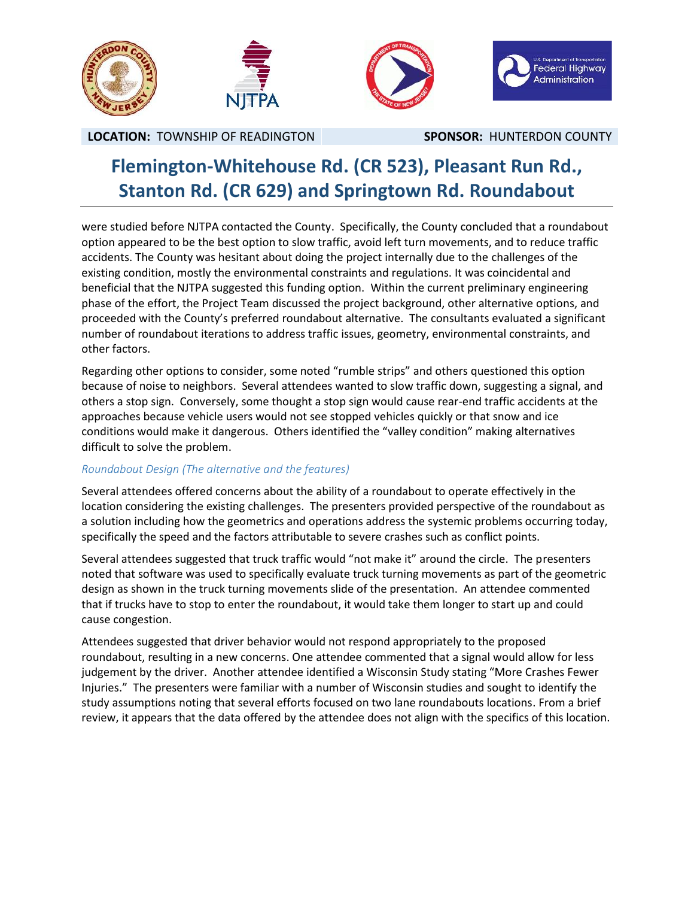were studied before NJTPA contacted the County. Specifically, the County concluded that a roundabout option appeared to be the best option to slow traffic, avoid left turn movements, and to reduce traffic accidents. The County was hesitant about doing the project internally due to the challenges of the existing condition, mostly the environmental constraints and regulations. It was coincidental and beneficial that the NJTPA suggested this funding option. Within the current preliminary engineering phase of the effort, the Project Team discussed the project background, other alternative options, and proceeded with the County's preferred roundabout alternative. The consultants evaluated a significant number of roundabout iterations to address traffic issues, geometry, environmental constraints, and other factors.

Regarding other options to consider, some noted "rumble strips" and others questioned this option because of noise to neighbors. Several attendees wanted to slow traffic down, suggesting a signal, and others a stop sign. Conversely, some thought a stop sign would cause rear-end traffic accidents at the approaches because vehicle users would not see stopped vehicles quickly or that snow and ice conditions would make it dangerous. Others identified the "valley condition" making alternatives difficult to solve the problem.

*Roundabout Design (The alternative and the features)*

Several attendees offered concerns about the ability of a roundabout to operate effectively in the location considering the existing challenges. The presenters provided perspective of the roundabout as a solution including how the geometrics and operations address the systemic problems occurring today, specifically the speed and the factors attributable to severe crashes such as conflict points.

Several attendees suggested that truck traffic would "not make it" around the circle. The presenters noted that software was used to specifically evaluate truck turning movements as part of the geometric design as shown in the truck turning movements slide of the presentation. An attendee commented that if trucks have to stop to enter the roundabout, it would take them longer to start up and could cause congestion.

Attendees suggested that driver behavior would not respond appropriately to the proposed roundabout, resulting in a new concerns. One attendee commented that a signal would allow for less judgement by the driver. Another attendee identified a Wisconsin Study stating "More Crashes Fewer Injuries." The presenters were familiar with a number of Wisconsin studies and sought to identify the study assumptions noting that several efforts focused on two lane roundabouts locations. From a brief review, it appears that the data offered by the attendee does not align with the specifics of this location.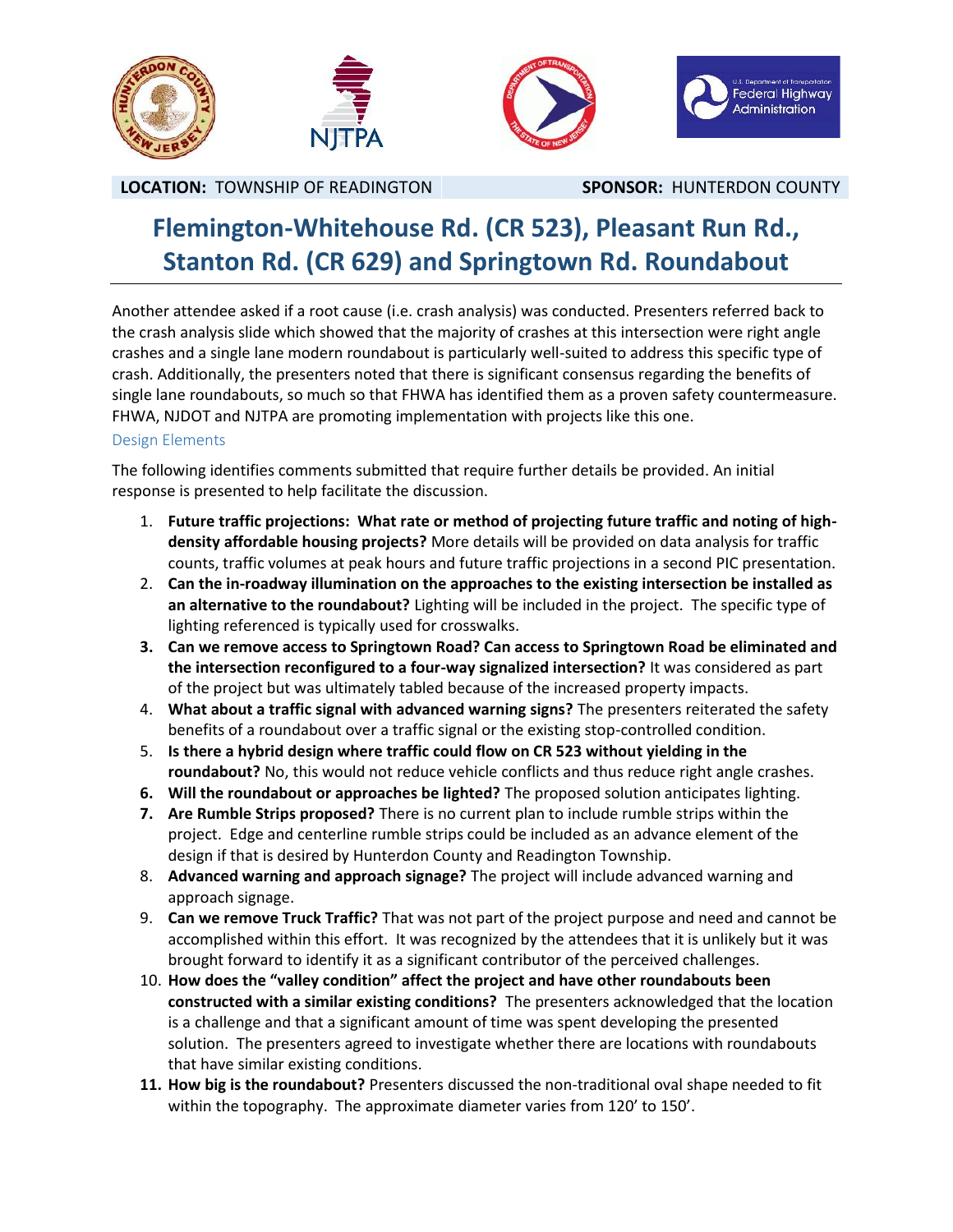**LOCATION:** TOWNSHIP OF READINGTON **SPONSOR:** HUNTERDON COUNTY

# Flemington-Whitehouse Rd. (CR 523), Pleasant Run Rd., Stanton Rd. (CR 629) and Springtown Rd. Roundabout

Another attendee asked if a root cause (i.e. crash analysis) was conducted. Presenters referred back to the crash analysis slide which showed that the majority of crashes at this intersection were right angle crashes and a single lane modern roundabout is particularly well-suited to address this specific type of crash. Additionally, the presenters noted that there is significant consensus regarding the benefits of single lane roundabouts, so much so that FHWA has identified them as a proven safety countermeasure. FHWA, NJDOT and NJTPA are promoting implementation with projects like this one.

## Design Elements

The following identifies comments submitted that require further details be provided. An initial response is presented to help facilitate the discussion.

1. **Future traffic projections: What rate or method of projecting future traffic and noting of high-density affordable housing projects?** More details will be provided on data analysis for traffic counts, traffic volumes at peak hours and future traffic projections in a second PIC presentation.
2. **Can the in-roadway illumination on the approaches to the existing intersection be installed as an alternative to the roundabout?** Lighting will be included in the project. The specific type of lighting referenced is typically used for crosswalks.
3. **Can we remove access to Springtown Road? Can access to Springtown Road be eliminated and the intersection reconfigured to a four-way signalized intersection?** It was considered as part of the project but was ultimately tabled because of the increased property impacts.
4. **What about a traffic signal with advanced warning signs?** The presenters reiterated the safety benefits of a roundabout over a traffic signal or the existing stop-controlled condition.
5. **Is there a hybrid design where traffic could flow on CR 523 without yielding in the roundabout?** No, this would not reduce vehicle conflicts and thus reduce right angle crashes.
6. **Will the roundabout or approaches be lighted?** The proposed solution anticipates lighting.
7. **Are Rumble Strips proposed?** There is no current plan to include rumble strips within the project. Edge and centerline rumble strips could be included as an advance element of the design if that is desired by Hunterdon County and Readington Township.
8. **Advanced warning and approach signage?** The project will include advanced warning and approach signage.
9. **Can we remove Truck Traffic?** That was not part of the project purpose and need and cannot be accomplished within this effort. It was recognized by the attendees that it is unlikely but it was brought forward to identify it as a significant contributor of the perceived challenges.
10. **How does the "valley condition" affect the project and have other roundabouts been constructed with a similar existing conditions?** The presenters acknowledged that the location is a challenge and that a significant amount of time was spent developing the presented solution. The presenters agreed to investigate whether there are locations with roundabouts that have similar existing conditions.
11. **How big is the roundabout?** Presenters discussed the non-traditional oval shape needed to fit within the topography. The approximate diameter varies from 120' to 150'.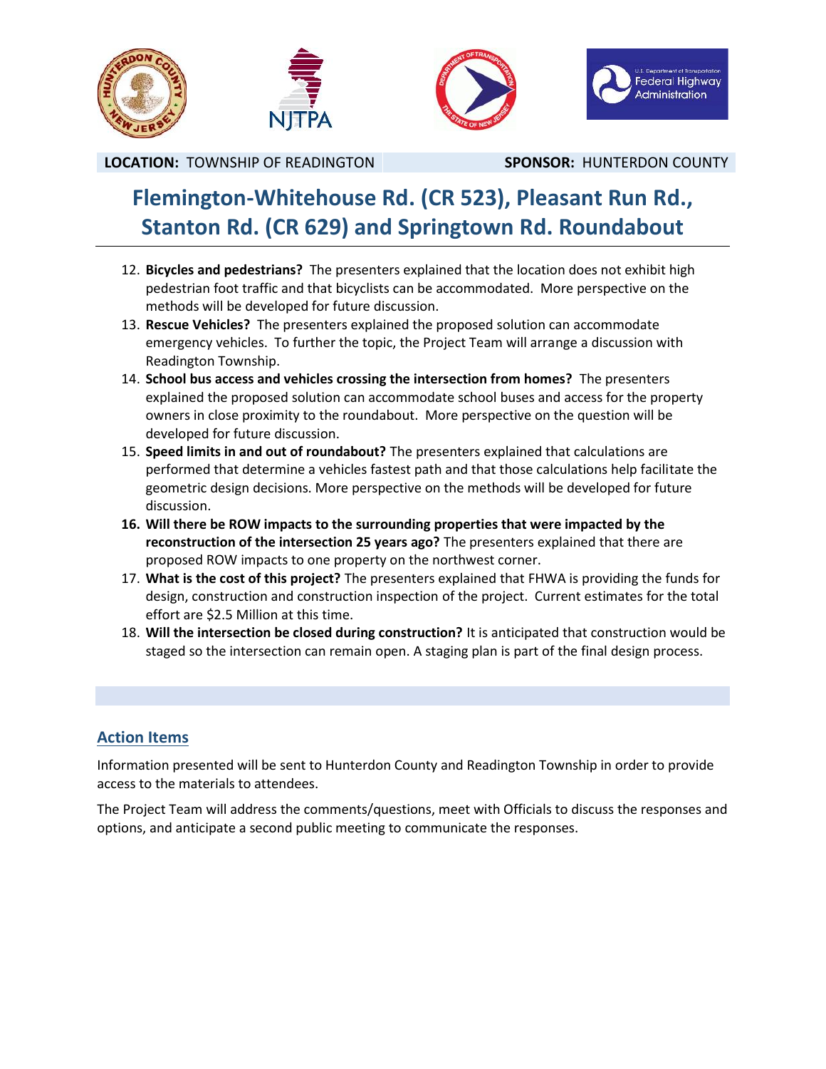**LOCATION:** TOWNSHIP OF READINGTON **SPONSOR:** HUNTERDON COUNTY

# Flemington-Whitehouse Rd. (CR 523), Pleasant Run Rd., Stanton Rd. (CR 629) and Springtown Rd. Roundabout

12. **Bicycles and pedestrians?** The presenters explained that the location does not exhibit high pedestrian foot traffic and that bicyclists can be accommodated. More perspective on the methods will be developed for future discussion.
13. **Rescue Vehicles?** The presenters explained the proposed solution can accommodate emergency vehicles. To further the topic, the Project Team will arrange a discussion with Readington Township.
14. **School bus access and vehicles crossing the intersection from homes?** The presenters explained the proposed solution can accommodate school buses and access for the property owners in close proximity to the roundabout. More perspective on the question will be developed for future discussion.
15. **Speed limits in and out of roundabout?** The presenters explained that calculations are performed that determine a vehicles fastest path and that those calculations help facilitate the geometric design decisions. More perspective on the methods will be developed for future discussion.
16. **Will there be ROW impacts to the surrounding properties that were impacted by the reconstruction of the intersection 25 years ago?** The presenters explained that there are proposed ROW impacts to one property on the northwest corner.
17. **What is the cost of this project?** The presenters explained that FHWA is providing the funds for design, construction and construction inspection of the project. Current estimates for the total effort are $2.5 Million at this time.
18. **Will the intersection be closed during construction?** It is anticipated that construction would be staged so the intersection can remain open. A staging plan is part of the final design process.

## Action Items

Information presented will be sent to Hunterdon County and Readington Township in order to provide access to the materials to attendees.

The Project Team will address the comments/questions, meet with Officials to discuss the responses and options, and anticipate a second public meeting to communicate the responses.